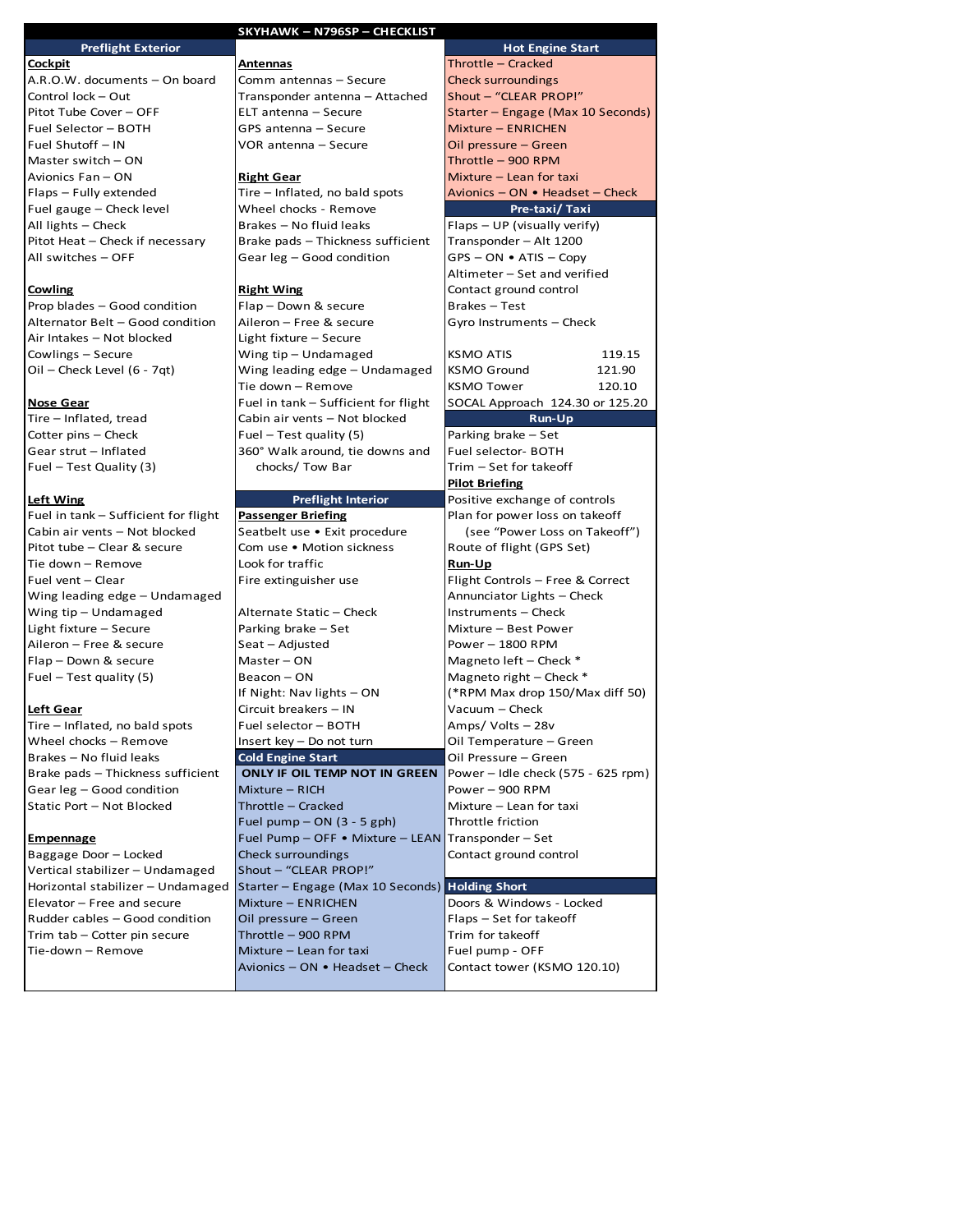# SKYHAWK – N796SP – CHECKLIST

## Preflight Exterior

**Cockpit**

- A.R.O.W. documents – On board
- Control lock – Out
- Pitot Tube Cover – OFF
- Fuel Selector – BOTH
- Fuel Shutoff – IN
- Master switch – ON
- Avionics Fan – ON
- Flaps – Fully extended
- Fuel gauge – Check level
- All lights – Check
- Pitot Heat – Check if necessary
- All switches – OFF

**Cowling**

- Prop blades – Good condition
- Alternator Belt – Good condition
- Air Intakes – Not blocked
- Cowlings – Secure
- Oil – Check Level (6 - 7qt)

**Nose Gear**

- Tire – Inflated, tread
- Cotter pins – Check
- Gear strut – Inflated
- Fuel – Test Quality (3)

**Left Wing**

- Fuel in tank – Sufficient for flight
- Cabin air vents – Not blocked
- Pitot tube – Clear & secure
- Tie down – Remove
- Fuel vent – Clear
- Wing leading edge – Undamaged
- Wing tip – Undamaged
- Light fixture – Secure
- Aileron – Free & secure
- Flap – Down & secure
- Fuel – Test quality (5)

**Left Gear**

- Tire – Inflated, no bald spots
- Wheel chocks – Remove
- Brakes – No fluid leaks
- Brake pads – Thickness sufficient
- Gear leg – Good condition
- Static Port – Not Blocked

**Empennage**

- Baggage Door – Locked
- Vertical stabilizer – Undamaged
- Horizontal stabilizer – Undamaged
- Elevator – Free and secure
- Rudder cables – Good condition
- Trim tab – Cotter pin secure
- Tie-down – Remove

**Antennas**

- Comm antennas – Secure
- Transponder antenna – Attached
- ELT antenna – Secure
- GPS antenna – Secure
- VOR antenna – Secure

**Right Gear**

- Tire – Inflated, no bald spots
- Wheel chocks - Remove
- Brakes – No fluid leaks
- Brake pads – Thickness sufficient
- Gear leg – Good condition

**Right Wing**

- Flap – Down & secure
- Aileron – Free & secure
- Light fixture – Secure
- Wing tip – Undamaged
- Wing leading edge – Undamaged
- Tie down – Remove
- Fuel in tank – Sufficient for flight
- Cabin air vents – Not blocked
- Fuel – Test quality (5)
- 360° Walk around, tie downs and chocks/ Tow Bar

## Preflight Interior

**Passenger Briefing**

- Seatbelt use • Exit procedure
- Com use • Motion sickness
- Look for traffic
- Fire extinguisher use

- Alternate Static – Check
- Parking brake – Set
- Seat – Adjusted
- Master – ON
- Beacon – ON
- If Night: Nav lights – ON
- Circuit breakers – IN
- Fuel selector – BOTH
- Insert key – Do not turn

## Cold Engine Start

**ONLY IF OIL TEMP NOT IN GREEN**

- Mixture – RICH
- Throttle – Cracked
- Fuel pump – ON (3 - 5 gph)
- Fuel Pump – OFF • Mixture – LEAN
- Check surroundings
- Shout – "CLEAR PROP!"
- Starter – Engage (Max 10 Seconds)
- Mixture – ENRICHEN
- Oil pressure – Green
- Throttle – 900 RPM
- Mixture – Lean for taxi
- Avionics – ON • Headset – Check

## Hot Engine Start

- Throttle – Cracked
- Check surroundings
- Shout – "CLEAR PROP!"
- Starter – Engage (Max 10 Seconds)
- Mixture – ENRICHEN
- Oil pressure – Green
- Throttle – 900 RPM
- Mixture – Lean for taxi
- Avionics – ON • Headset – Check

## Pre-taxi/ Taxi

- Flaps – UP (visually verify)
- Transponder – Alt 1200
- GPS – ON • ATIS – Copy
- Altimeter – Set and verified
- Contact ground control
- Brakes – Test
- Gyro Instruments – Check

| | |
|---|---|
| KSMO ATIS | 119.15 |
| KSMO Ground | 121.90 |
| KSMO Tower | 120.10 |
| SOCAL Approach | 124.30 or 125.20 |

## Run-Up

- Parking brake – Set
- Fuel selector- BOTH
- Trim – Set for takeoff

**Pilot Briefing**

- Positive exchange of controls
- Plan for power loss on takeoff (see "Power Loss on Takeoff")
- Route of flight (GPS Set)

**Run-Up**

- Flight Controls – Free & Correct
- Annunciator Lights – Check
- Instruments – Check
- Mixture – Best Power
- Power – 1800 RPM
- Magneto left – Check *
- Magneto right – Check *
- (*RPM Max drop 150/Max diff 50)
- Vacuum – Check
- Amps/ Volts – 28v
- Oil Temperature – Green
- Oil Pressure – Green
- Power – Idle check (575 - 625 rpm)
- Power – 900 RPM
- Mixture – Lean for taxi
- Throttle friction
- Transponder – Set
- Contact ground control

## Holding Short

- Doors & Windows - Locked
- Flaps – Set for takeoff
- Trim for takeoff
- Fuel pump - OFF
- Contact tower (KSMO 120.10)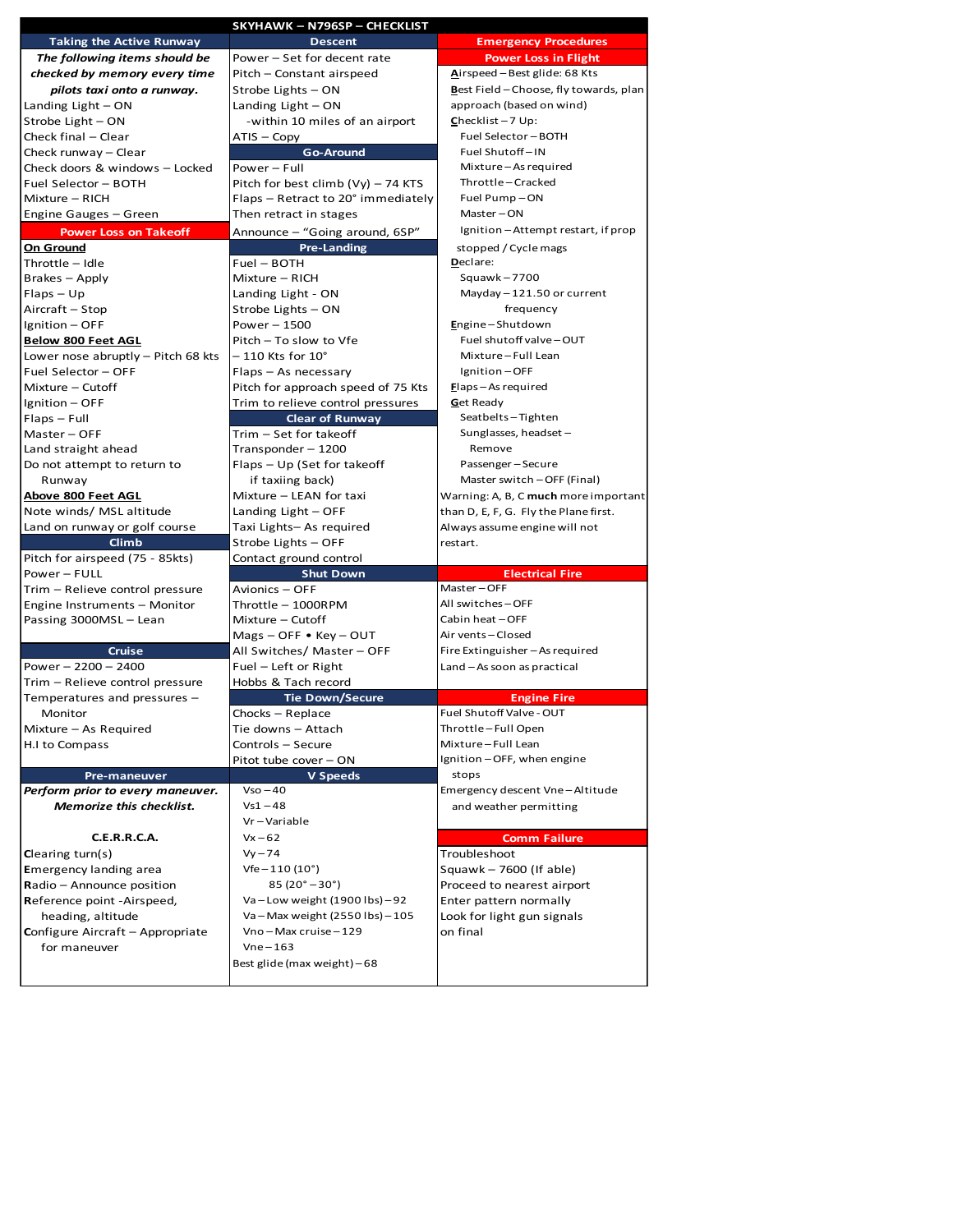# SKYHAWK – N796SP – CHECKLIST

## Taking the Active Runway

***The following items should be checked by memory every time pilots taxi onto a runway.***

- Landing Light – ON
- Strobe Light – ON
- Check final – Clear
- Check runway – Clear
- Check doors & windows – Locked
- Fuel Selector – BOTH
- Mixture – RICH
- Engine Gauges – Green

## Power Loss on Takeoff

**On Ground**

- Throttle – Idle
- Brakes – Apply
- Flaps – Up
- Aircraft – Stop
- Ignition – OFF

**Below 800 Feet AGL**

- Lower nose abruptly – Pitch 68 kts
- Fuel Selector – OFF
- Mixture – Cutoff
- Ignition – OFF
- Flaps – Full
- Master – OFF
- Land straight ahead
- Do not attempt to return to Runway

**Above 800 Feet AGL**

- Note winds/ MSL altitude
- Land on runway or golf course

## Climb

- Pitch for airspeed (75 - 85kts)
- Power – FULL
- Trim – Relieve control pressure
- Engine Instruments – Monitor
- Passing 3000MSL – Lean

## Cruise

- Power – 2200 – 2400
- Trim – Relieve control pressure
- Temperatures and pressures – Monitor
- Mixture – As Required
- H.I to Compass

## Pre-maneuver

***Perform prior to every maneuver. Memorize this checklist.***

**C.E.R.R.C.A.**

- **C**learing turn(s)
- **E**mergency landing area
- **R**adio – Announce position
- **R**eference point -Airspeed, heading, altitude
- **C**onfigure Aircraft – Appropriate for maneuver

## Descent

- Power – Set for decent rate
- Pitch – Constant airspeed
- Strobe Lights – ON
- Landing Light – ON
  - -within 10 miles of an airport
- ATIS – Copy

## Go-Around

- Power – Full
- Pitch for best climb (Vy) – 74 KTS
- Flaps – Retract to 20° immediately
- Then retract in stages
- Announce – "Going around, 6SP"

## Pre-Landing

- Fuel – BOTH
- Mixture – RICH
- Landing Light - ON
- Strobe Lights – ON
- Power – 1500
- Pitch – To slow to Vfe
- – 110 Kts for 10°
- Flaps – As necessary
- Pitch for approach speed of 75 Kts
- Trim to relieve control pressures

## Clear of Runway

- Trim – Set for takeoff
- Transponder – 1200
- Flaps – Up (Set for takeoff if taxiing back)
- Mixture – LEAN for taxi
- Landing Light – OFF
- Taxi Lights– As required
- Strobe Lights – OFF
- Contact ground control

## Shut Down

- Avionics – OFF
- Throttle – 1000RPM
- Mixture – Cutoff
- Mags – OFF • Key – OUT
- All Switches/ Master – OFF
- Fuel – Left or Right
- Hobbs & Tach record

## Tie Down/Secure

- Chocks – Replace
- Tie downs – Attach
- Controls – Secure
- Pitot tube cover – ON

## V Speeds

- Vso – 40
- Vs1 – 48
- Vr – Variable
- Vx – 62
- Vy – 74
- Vfe – 110 (10°)
  - 85 (20° – 30°)
- Va – Low weight (1900 lbs) – 92
- Va – Max weight (2550 lbs) – 105
- Vno – Max cruise – 129
- Vne – 163
- Best glide (max weight) – 68

## Emergency Procedures

### Power Loss in Flight

- **A**irspeed – Best glide: 68 Kts
- **B**est Field – Choose, fly towards, plan approach (based on wind)
- **C**hecklist – 7 Up:
  - Fuel Selector – BOTH
  - Fuel Shutoff – IN
  - Mixture – As required
  - Throttle – Cracked
  - Fuel Pump – ON
  - Master – ON
  - Ignition – Attempt restart, if prop stopped / Cycle mags
- **D**eclare:
  - Squawk – 7700
  - Mayday – 121.50 or current frequency
- **E**ngine – Shutdown
  - Fuel shutoff valve – OUT
  - Mixture – Full Lean
  - Ignition – OFF
- **F**laps – As required
- **G**et Ready
  - Seatbelts – Tighten
  - Sunglasses, headset – Remove
  - Passenger – Secure
  - Master switch – OFF (Final)

Warning: A, B, C **much** more important than D, E, F, G. Fly the Plane first. Always assume engine will not restart.

### Electrical Fire

- Master – OFF
- All switches – OFF
- Cabin heat – OFF
- Air vents – Closed
- Fire Extinguisher – As required
- Land – As soon as practical

### Engine Fire

- Fuel Shutoff Valve - OUT
- Throttle – Full Open
- Mixture – Full Lean
- Ignition – OFF, when engine stops
- Emergency descent Vne – Altitude and weather permitting

### Comm Failure

- Troubleshoot
- Squawk – 7600 (If able)
- Proceed to nearest airport
- Enter pattern normally
- Look for light gun signals on final